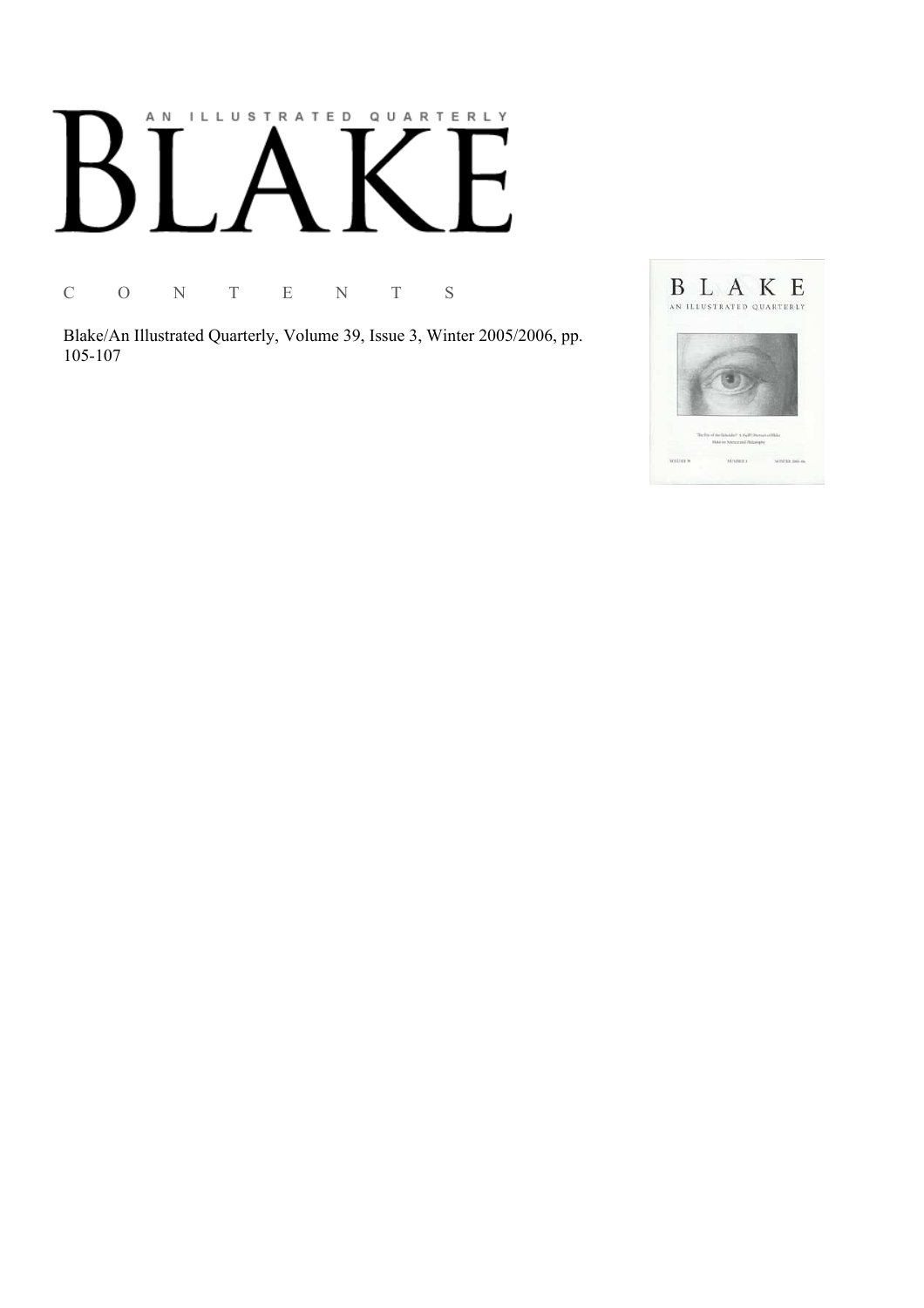AN ILLUSTRATED QUARTERLY

# BLAKE

C O N T E N T S

Blake/An Illustrated Quarterly, Volume 39, Issue 3, Winter 2005/2006, pp. 105-107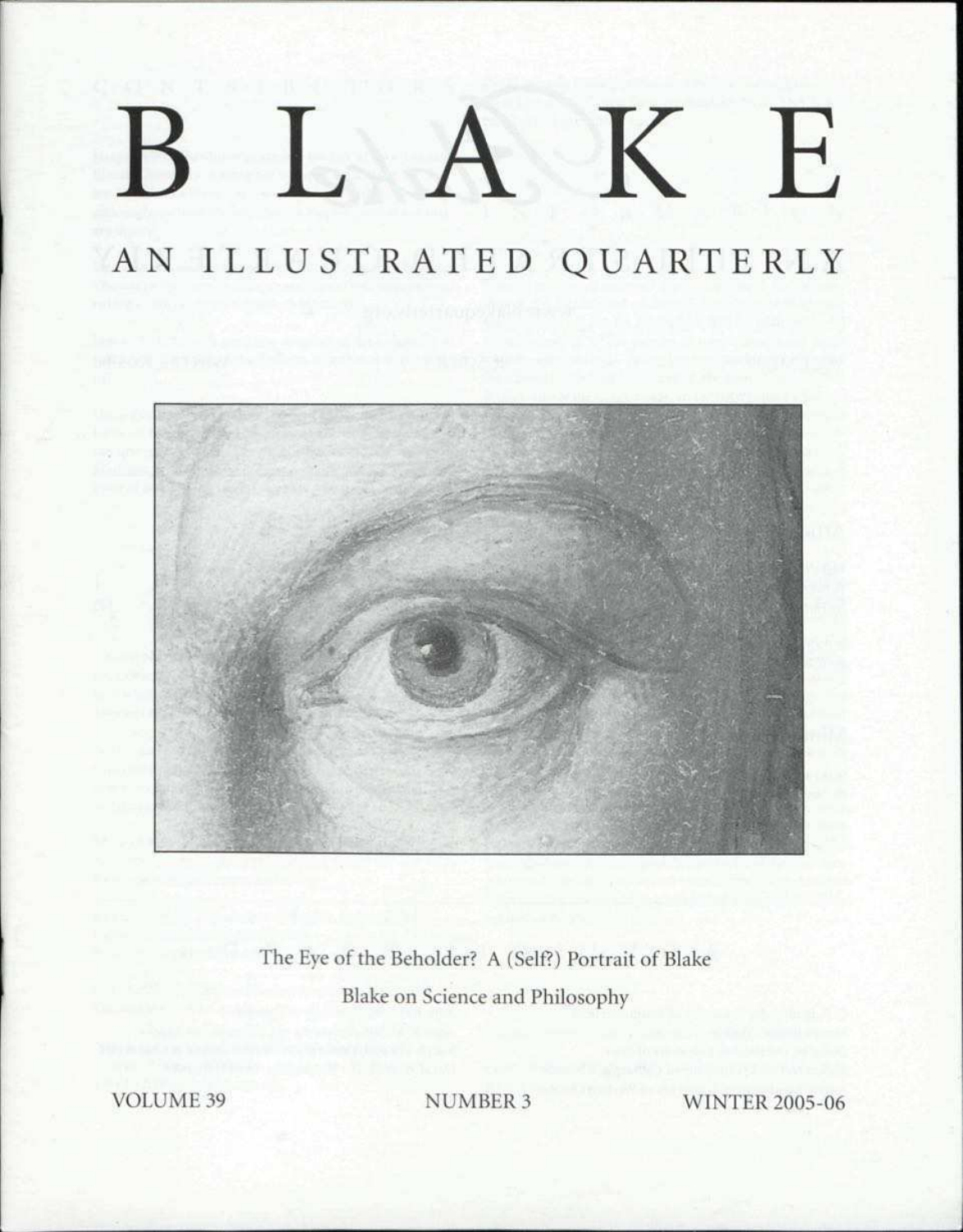# BLAKE

## AN ILLUSTRATED QUARTERLY

The Eye of the Beholder? A (Self?) Portrait of Blake

Blake on Science and Philosophy

VOLUME 39 NUMBER 3 WINTER 2005-06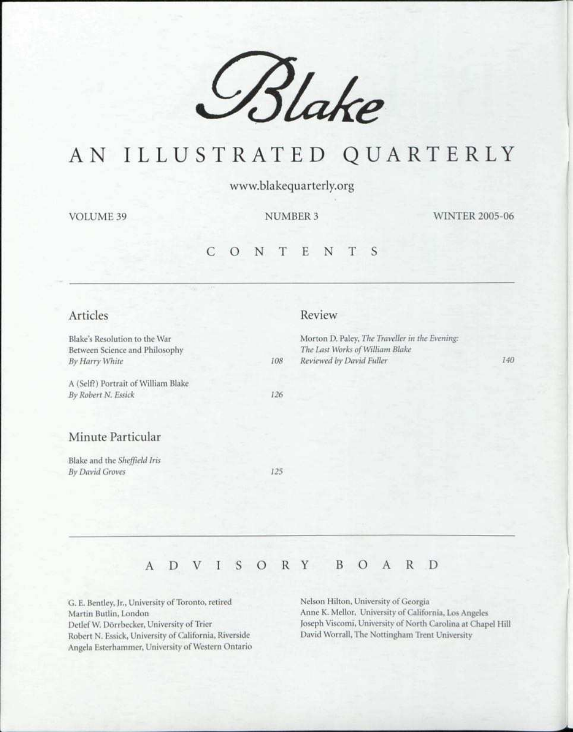# Blake

# AN ILLUSTRATED QUARTERLY

www.blakequarterly.org

VOLUME 39 NUMBER 3 WINTER 2005-06

## CONTENTS

### Articles

Blake's Resolution to the War Between Science and Philosophy
*By Harry White* 108

A (Self?) Portrait of William Blake
*By Robert N. Essick* 126

### Minute Particular

Blake and the *Sheffield Iris*
*By David Groves* 125

### Review

Morton D. Paley, *The Traveller in the Evening: The Last Works of William Blake*
*Reviewed by David Fuller* 140

## ADVISORY BOARD

G. E. Bentley, Jr., University of Toronto, retired
Martin Butlin, London
Detlef W. Dörrbecker, University of Trier
Robert N. Essick, University of California, Riverside
Angela Esterhammer, University of Western Ontario
Nelson Hilton, University of Georgia
Anne K. Mellor, University of California, Los Angeles
Joseph Viscomi, University of North Carolina at Chapel Hill
David Worrall, The Nottingham Trent University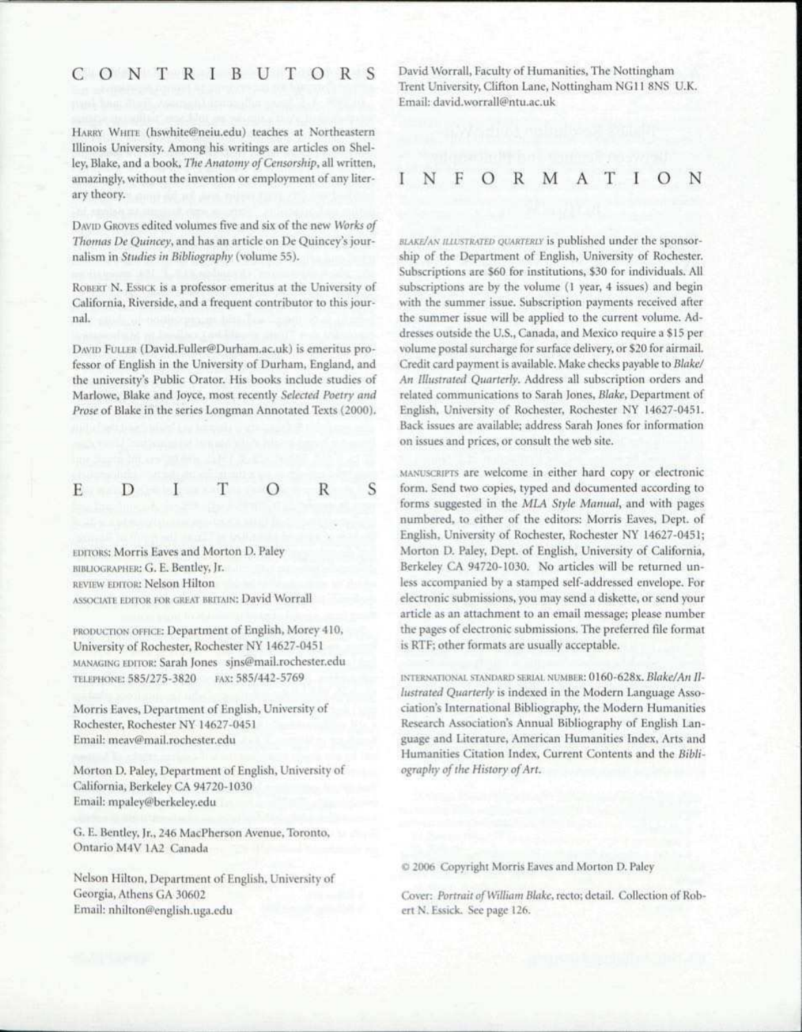## CONTRIBUTORS

Harry White (hswhite@neiu.edu) teaches at Northeastern Illinois University. Among his writings are articles on Shelley, Blake, and a book, *The Anatomy of Censorship*, all written, amazingly, without the invention or employment of any literary theory.

David Groves edited volumes five and six of the new *Works of Thomas De Quincey*, and has an article on De Quincey's journalism in *Studies in Bibliography* (volume 55).

Robert N. Essick is a professor emeritus at the University of California, Riverside, and a frequent contributor to this journal.

David Fuller (David.Fuller@Durham.ac.uk) is emeritus professor of English in the University of Durham, England, and the university's Public Orator. His books include studies of Marlowe, Blake and Joyce, most recently *Selected Poetry and Prose* of Blake in the series Longman Annotated Texts (2000).

## EDITORS

Editors: Morris Eaves and Morton D. Paley
Bibliographer: G. E. Bentley, Jr.
Review Editor: Nelson Hilton
Associate Editor for Great Britain: David Worrall

Production Office: Department of English, Morey 410, University of Rochester, Rochester NY 14627-0451
Managing Editor: Sarah Jones sjns@mail.rochester.edu
Telephone: 585/275-3820 Fax: 585/442-5769

Morris Eaves, Department of English, University of Rochester, Rochester NY 14627-0451
Email: meav@mail.rochester.edu

Morton D. Paley, Department of English, University of California, Berkeley CA 94720-1030
Email: mpaley@berkeley.edu

G. E. Bentley, Jr., 246 MacPherson Avenue, Toronto, Ontario M4V 1A2 Canada

Nelson Hilton, Department of English, University of Georgia, Athens GA 30602
Email: nhilton@english.uga.edu

David Worrall, Faculty of Humanities, The Nottingham Trent University, Clifton Lane, Nottingham NG11 8NS U.K.
Email: david.worrall@ntu.ac.uk

## INFORMATION

Blake/An Illustrated Quarterly is published under the sponsorship of the Department of English, University of Rochester. Subscriptions are $60 for institutions, $30 for individuals. All subscriptions are by the volume (1 year, 4 issues) and begin with the summer issue. Subscription payments received after the summer issue will be applied to the current volume. Addresses outside the U.S., Canada, and Mexico require a $15 per volume postal surcharge for surface delivery, or $20 for airmail. Credit card payment is available. Make checks payable to *Blake/An Illustrated Quarterly*. Address all subscription orders and related communications to Sarah Jones, *Blake*, Department of English, University of Rochester, Rochester NY 14627-0451. Back issues are available; address Sarah Jones for information on issues and prices, or consult the web site.

Manuscripts are welcome in either hard copy or electronic form. Send two copies, typed and documented according to forms suggested in the *MLA Style Manual*, and with pages numbered, to either of the editors: Morris Eaves, Dept. of English, University of Rochester, Rochester NY 14627-0451; Morton D. Paley, Dept. of English, University of California, Berkeley CA 94720-1030. No articles will be returned unless accompanied by a stamped self-addressed envelope. For electronic submissions, you may send a diskette, or send your article as an attachment to an email message; please number the pages of electronic submissions. The preferred file format is RTF; other formats are usually acceptable.

International Standard Serial Number: 0160-628x. *Blake/An Illustrated Quarterly* is indexed in the Modern Language Association's International Bibliography, the Modern Humanities Research Association's Annual Bibliography of English Language and Literature, American Humanities Index, Arts and Humanities Citation Index, Current Contents and the *Bibliography of the History of Art*.

© 2006 Copyright Morris Eaves and Morton D. Paley

Cover: *Portrait of William Blake*, recto; detail. Collection of Robert N. Essick. See page 126.